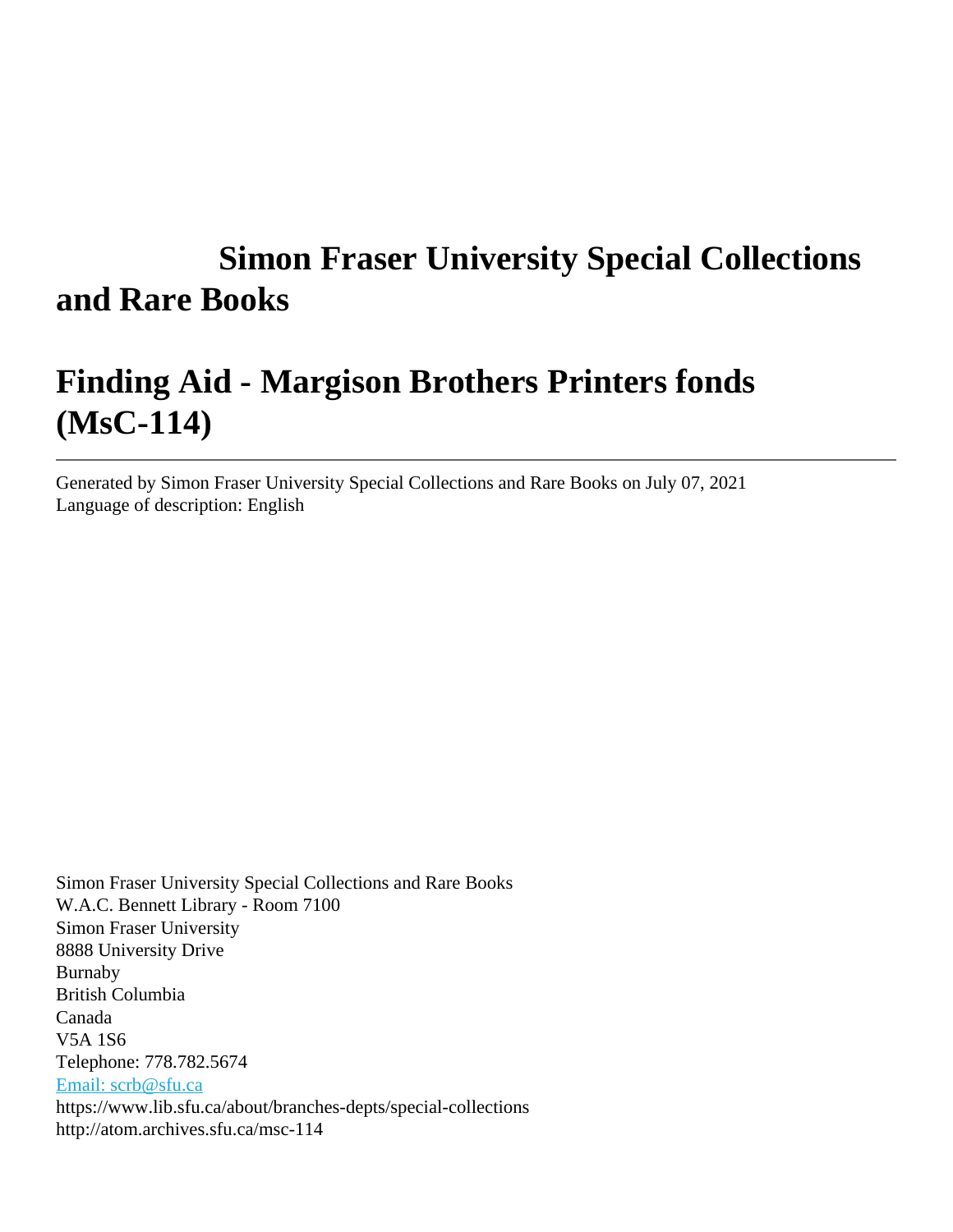# Simon Fraser University Special Collections and Rare Books

# Finding Aid - Margison Brothers Printers fonds (MsC-114)

---

Generated by Simon Fraser University Special Collections and Rare Books on July 07, 2021
Language of description: English

Simon Fraser University Special Collections and Rare Books
W.A.C. Bennett Library - Room 7100
Simon Fraser University
8888 University Drive
Burnaby
British Columbia
Canada
V5A 1S6
Telephone: 778.782.5674
[Email: scrb@sfu.ca](mailto:scrb@sfu.ca)
https://www.lib.sfu.ca/about/branches-depts/special-collections
http://atom.archives.sfu.ca/msc-114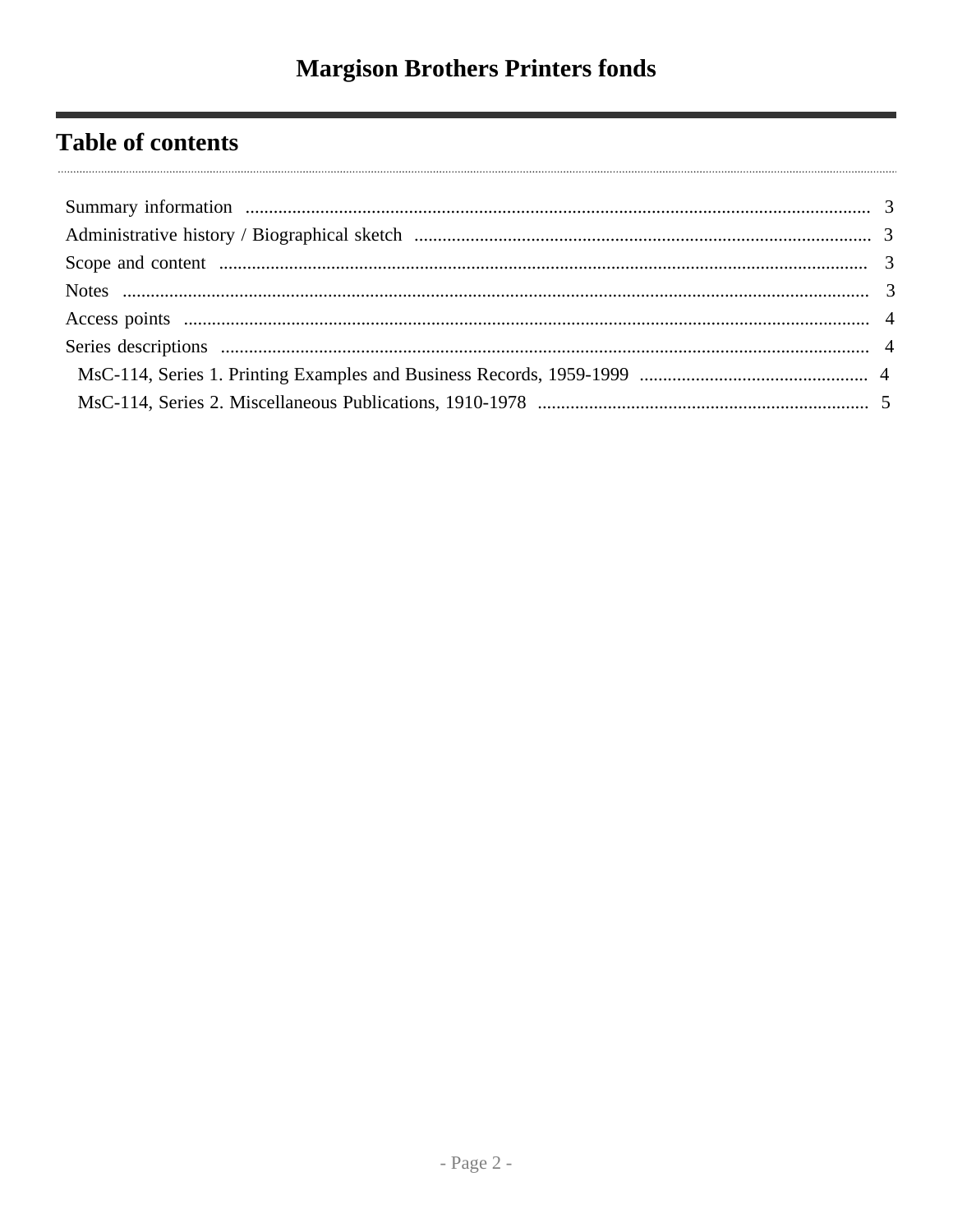# Margison Brothers Printers fonds

## Table of contents

- Summary information ..... 3
- Administrative history / Biographical sketch ..... 3
- Scope and content ..... 3
- Notes ..... 3
- Access points ..... 4
- Series descriptions ..... 4
  - MsC-114, Series 1. Printing Examples and Business Records, 1959-1999 ..... 4
  - MsC-114, Series 2. Miscellaneous Publications, 1910-1978 ..... 5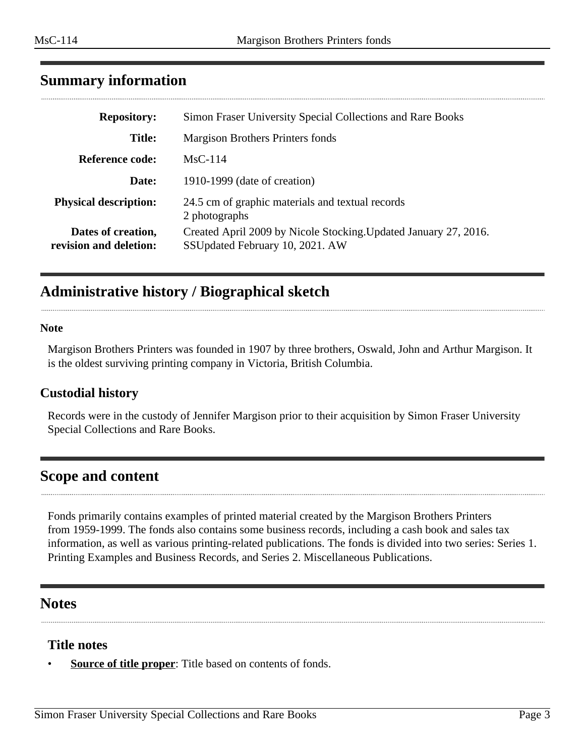## Summary information

| | |
|---|---|
| **Repository:** | Simon Fraser University Special Collections and Rare Books |
| **Title:** | Margison Brothers Printers fonds |
| **Reference code:** | MsC-114 |
| **Date:** | 1910-1999 (date of creation) |
| **Physical description:** | 24.5 cm of graphic materials and textual records 2 photographs |
| **Dates of creation, revision and deletion:** | Created April 2009 by Nicole Stocking.Updated January 27, 2016. SSUpdated February 10, 2021. AW |

## Administrative history / Biographical sketch

**Note**

Margison Brothers Printers was founded in 1907 by three brothers, Oswald, John and Arthur Margison. It is the oldest surviving printing company in Victoria, British Columbia.

### Custodial history

Records were in the custody of Jennifer Margison prior to their acquisition by Simon Fraser University Special Collections and Rare Books.

## Scope and content

Fonds primarily contains examples of printed material created by the Margison Brothers Printers from 1959-1999. The fonds also contains some business records, including a cash book and sales tax information, as well as various printing-related publications. The fonds is divided into two series: Series 1. Printing Examples and Business Records, and Series 2. Miscellaneous Publications.

## Notes

### Title notes

- **Source of title proper**: Title based on contents of fonds.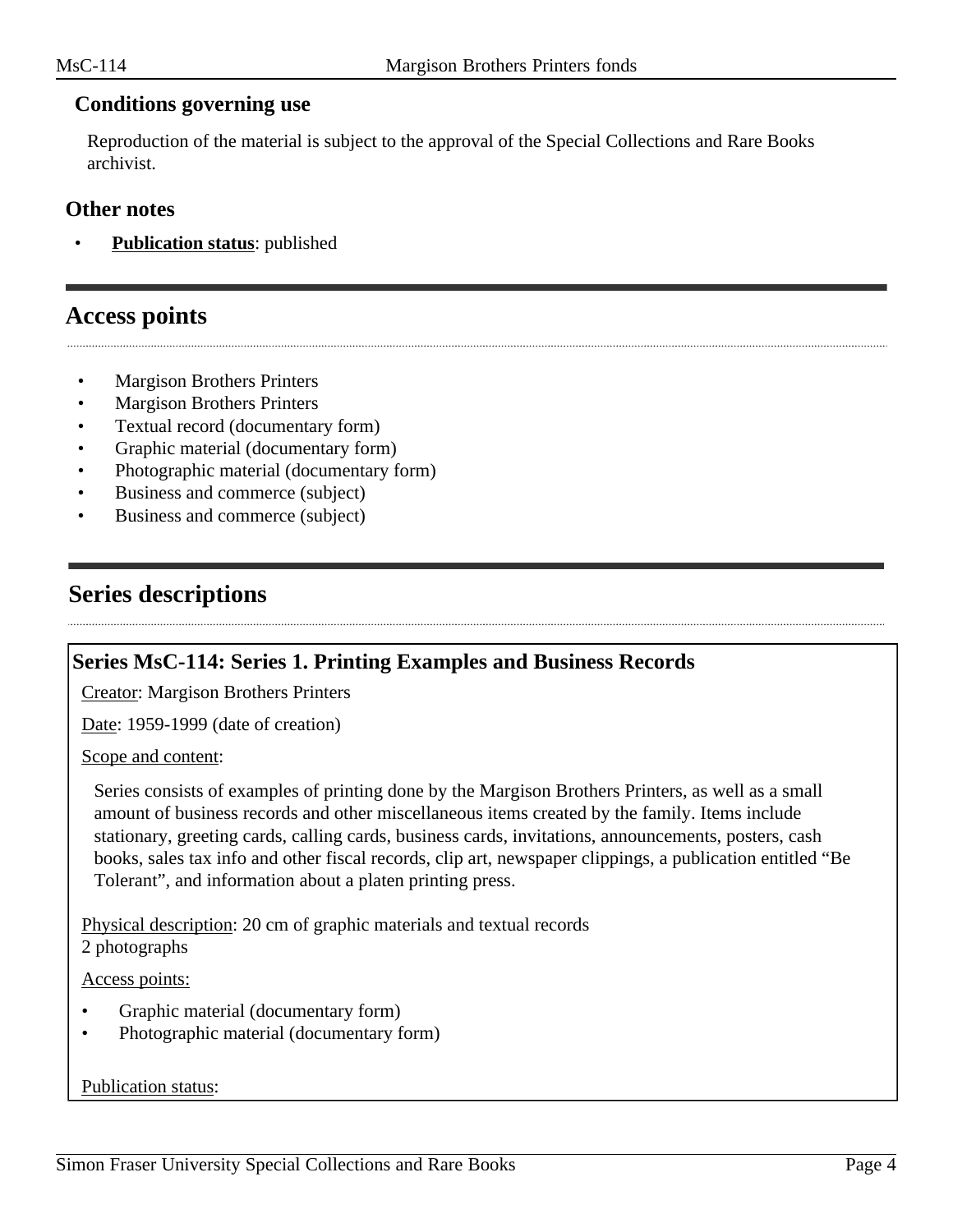### Conditions governing use

Reproduction of the material is subject to the approval of the Special Collections and Rare Books archivist.

### Other notes

- **Publication status**: published

## Access points

- Margison Brothers Printers
- Margison Brothers Printers
- Textual record (documentary form)
- Graphic material (documentary form)
- Photographic material (documentary form)
- Business and commerce (subject)
- Business and commerce (subject)

## Series descriptions

### Series MsC-114: Series 1. Printing Examples and Business Records

Creator: Margison Brothers Printers

Date: 1959-1999 (date of creation)

Scope and content:

Series consists of examples of printing done by the Margison Brothers Printers, as well as a small amount of business records and other miscellaneous items created by the family. Items include stationary, greeting cards, calling cards, business cards, invitations, announcements, posters, cash books, sales tax info and other fiscal records, clip art, newspaper clippings, a publication entitled "Be Tolerant", and information about a platen printing press.

Physical description: 20 cm of graphic materials and textual records
2 photographs

Access points:

- Graphic material (documentary form)
- Photographic material (documentary form)

Publication status: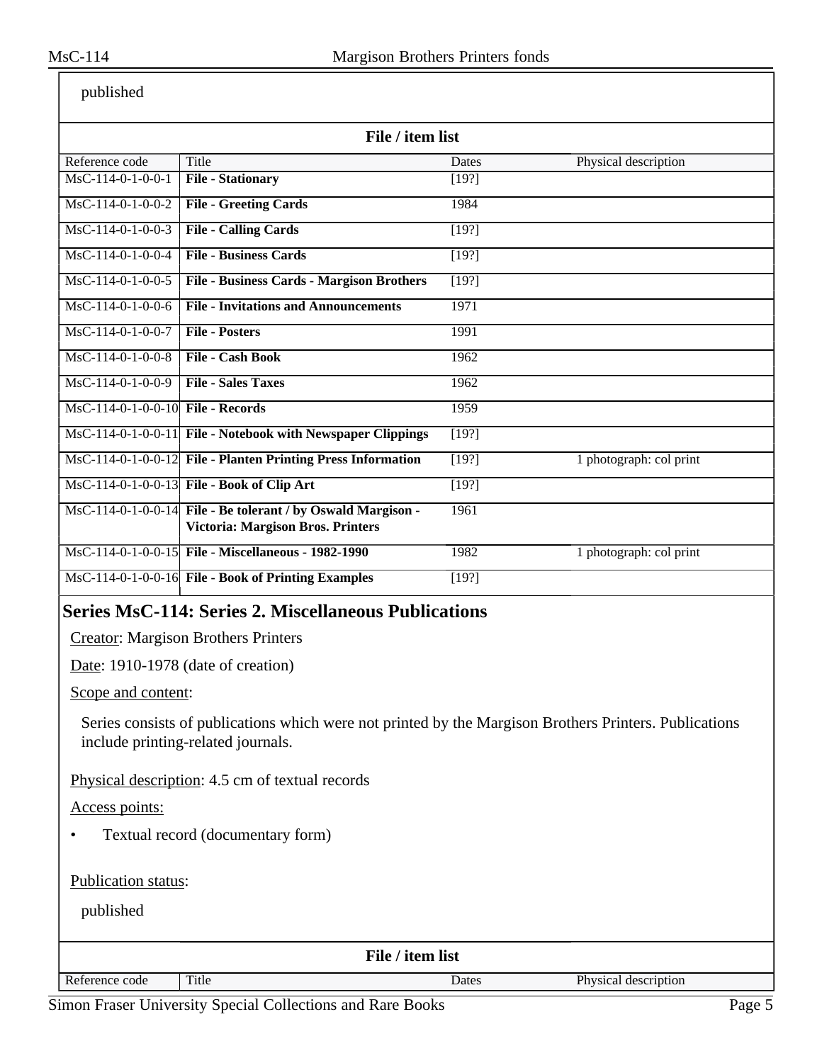published

**File / item list**

| Reference code | Title | Dates | Physical description |
|---|---|---|---|
| MsC-114-0-1-0-0-1 | **File - Stationary** | [19?] | |
| MsC-114-0-1-0-0-2 | **File - Greeting Cards** | 1984 | |
| MsC-114-0-1-0-0-3 | **File - Calling Cards** | [19?] | |
| MsC-114-0-1-0-0-4 | **File - Business Cards** | [19?] | |
| MsC-114-0-1-0-0-5 | **File - Business Cards - Margison Brothers** | [19?] | |
| MsC-114-0-1-0-0-6 | **File - Invitations and Announcements** | 1971 | |
| MsC-114-0-1-0-0-7 | **File - Posters** | 1991 | |
| MsC-114-0-1-0-0-8 | **File - Cash Book** | 1962 | |
| MsC-114-0-1-0-0-9 | **File - Sales Taxes** | 1962 | |
| MsC-114-0-1-0-0-10 | **File - Records** | 1959 | |
| MsC-114-0-1-0-0-11 | **File - Notebook with Newspaper Clippings** | [19?] | |
| MsC-114-0-1-0-0-12 | **File - Planten Printing Press Information** | [19?] | 1 photograph: col print |
| MsC-114-0-1-0-0-13 | **File - Book of Clip Art** | [19?] | |
| MsC-114-0-1-0-0-14 | **File - Be tolerant / by Oswald Margison - Victoria: Margison Bros. Printers** | 1961 | |
| MsC-114-0-1-0-0-15 | **File - Miscellaneous - 1982-1990** | 1982 | 1 photograph: col print |
| MsC-114-0-1-0-0-16 | **File - Book of Printing Examples** | [19?] | |

## Series MsC-114: Series 2. Miscellaneous Publications

Creator: Margison Brothers Printers

Date: 1910-1978 (date of creation)

Scope and content:

Series consists of publications which were not printed by the Margison Brothers Printers. Publications include printing-related journals.

Physical description: 4.5 cm of textual records

Access points:

- Textual record (documentary form)

Publication status:

published

**File / item list**

| Reference code | Title | Dates | Physical description |
|---|---|---|---|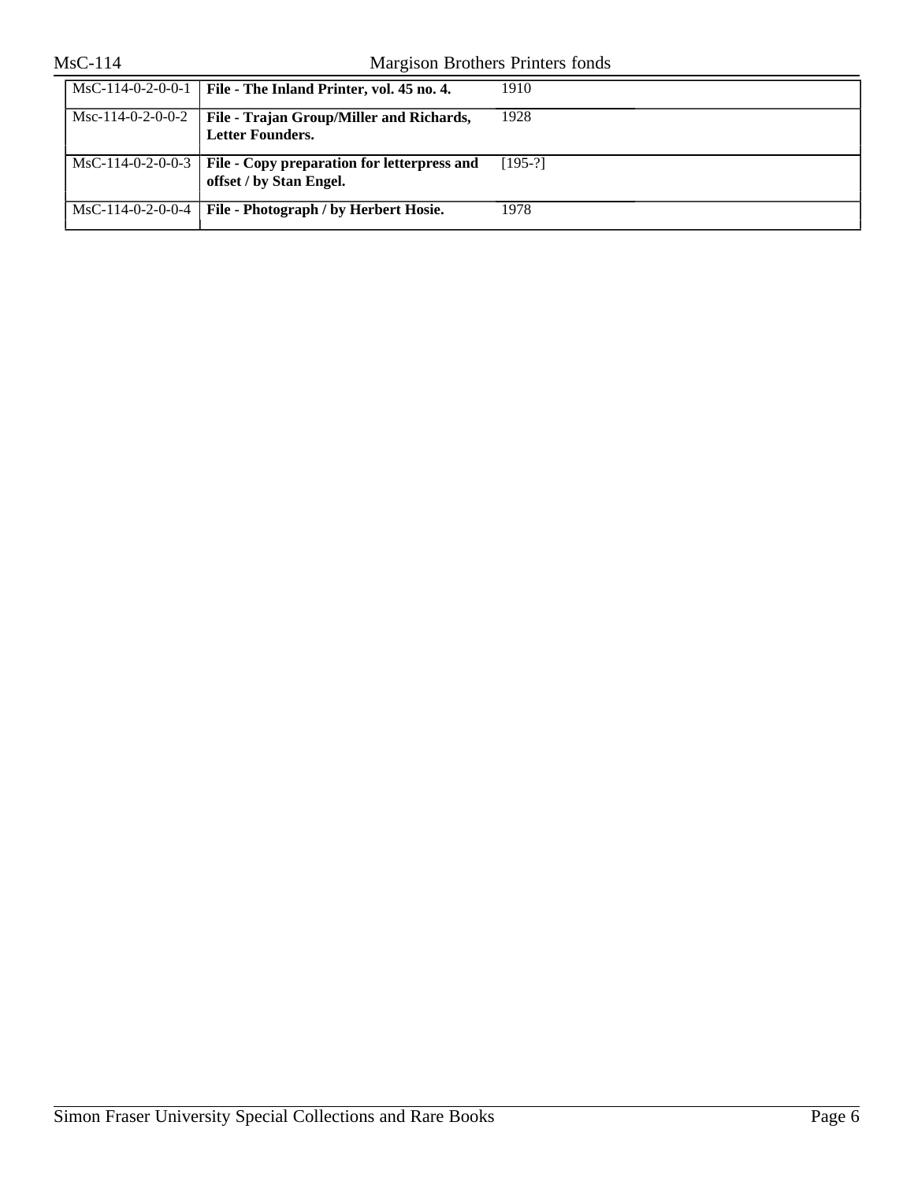| | | |
|---|---|---|
| MsC-114-0-2-0-0-1 | **File - The Inland Printer, vol. 45 no. 4.** | 1910 |
| Msc-114-0-2-0-0-2 | **File - Trajan Group/Miller and Richards, Letter Founders.** | 1928 |
| MsC-114-0-2-0-0-3 | **File - Copy preparation for letterpress and offset / by Stan Engel.** | [195-?] |
| MsC-114-0-2-0-0-4 | **File - Photograph / by Herbert Hosie.** | 1978 |